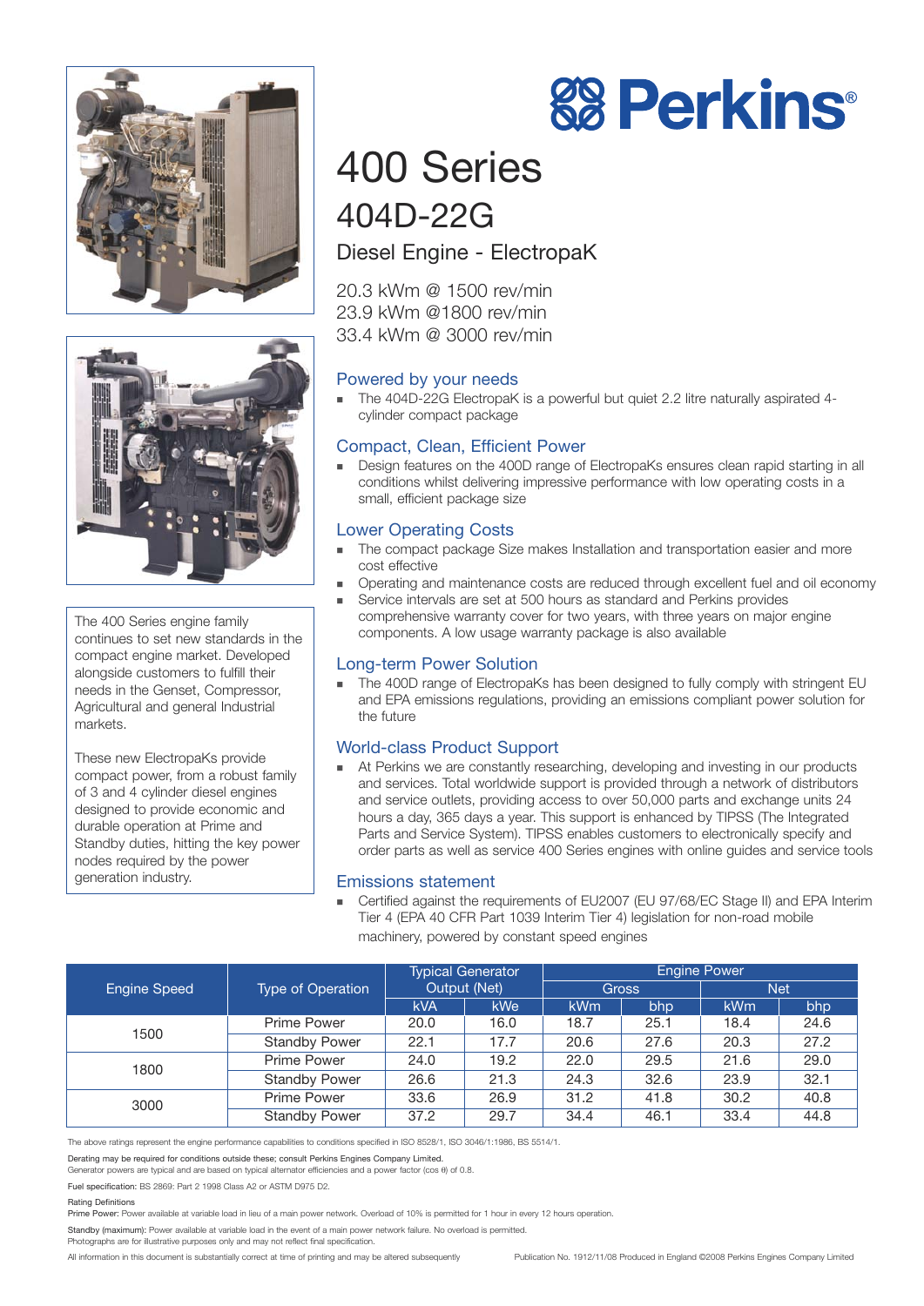# Perkins

# 400 Series

## 404D-22G

### Diesel Engine - ElectropaK

20.3 kWm @ 1500 rev/min
23.9 kWm @1800 rev/min
33.4 kWm @ 3000 rev/min

The 400 Series engine family continues to set new standards in the compact engine market. Developed alongside customers to fulfill their needs in the Genset, Compressor, Agricultural and general Industrial markets.

These new ElectropaKs provide compact power, from a robust family of 3 and 4 cylinder diesel engines designed to provide economic and durable operation at Prime and Standby duties, hitting the key power nodes required by the power generation industry.

### Powered by your needs

- The 404D-22G ElectropaK is a powerful but quiet 2.2 litre naturally aspirated 4-cylinder compact package

### Compact, Clean, Efficient Power

- Design features on the 400D range of ElectropaKs ensures clean rapid starting in all conditions whilst delivering impressive performance with low operating costs in a small, efficient package size

### Lower Operating Costs

- The compact package Size makes Installation and transportation easier and more cost effective
- Operating and maintenance costs are reduced through excellent fuel and oil economy
- Service intervals are set at 500 hours as standard and Perkins provides comprehensive warranty cover for two years, with three years on major engine components. A low usage warranty package is also available

### Long-term Power Solution

- The 400D range of ElectropaKs has been designed to fully comply with stringent EU and EPA emissions regulations, providing an emissions compliant power solution for the future

### World-class Product Support

- At Perkins we are constantly researching, developing and investing in our products and services. Total worldwide support is provided through a network of distributors and service outlets, providing access to over 50,000 parts and exchange units 24 hours a day, 365 days a year. This support is enhanced by TIPSS (The Integrated Parts and Service System). TIPSS enables customers to electronically specify and order parts as well as service 400 Series engines with online guides and service tools

### Emissions statement

- Certified against the requirements of EU2007 (EU 97/68/EC Stage II) and EPA Interim Tier 4 (EPA 40 CFR Part 1039 Interim Tier 4) legislation for non-road mobile machinery, powered by constant speed engines

| Engine Speed | Type of Operation | Typical Generator Output (Net) | | Engine Power | | | |
|---|---|---|---|---|---|---|---|
| | | | | Gross | | Net | |
| | | kVA | kWe | kWm | bhp | kWm | bhp |
| 1500 | Prime Power | 20.0 | 16.0 | 18.7 | 25.1 | 18.4 | 24.6 |
| | Standby Power | 22.1 | 17.7 | 20.6 | 27.6 | 20.3 | 27.2 |
| 1800 | Prime Power | 24.0 | 19.2 | 22.0 | 29.5 | 21.6 | 29.0 |
| | Standby Power | 26.6 | 21.3 | 24.3 | 32.6 | 23.9 | 32.1 |
| 3000 | Prime Power | 33.6 | 26.9 | 31.2 | 41.8 | 30.2 | 40.8 |
| | Standby Power | 37.2 | 29.7 | 34.4 | 46.1 | 33.4 | 44.8 |

The above ratings represent the engine performance capabilities to conditions specified in ISO 8528/1, ISO 3046/1:1986, BS 5514/1.

Derating may be required for conditions outside these; consult Perkins Engines Company Limited.
Generator powers are typical and are based on typical alternator efficiencies and a power factor (cos θ) of 0.8.

Fuel specification: BS 2869: Part 2 1998 Class A2 or ASTM D975 D2.

Rating Definitions
Prime Power: Power available at variable load in lieu of a main power network. Overload of 10% is permitted for 1 hour in every 12 hours operation.

Standby (maximum): Power available at variable load in the event of a main power network failure. No overload is permitted.
Photographs are for illustrative purposes only and may not reflect final specification.

All information in this document is substantially correct at time of printing and may be altered subsequently

Publication No. 1912/11/08 Produced in England ©2008 Perkins Engines Company Limited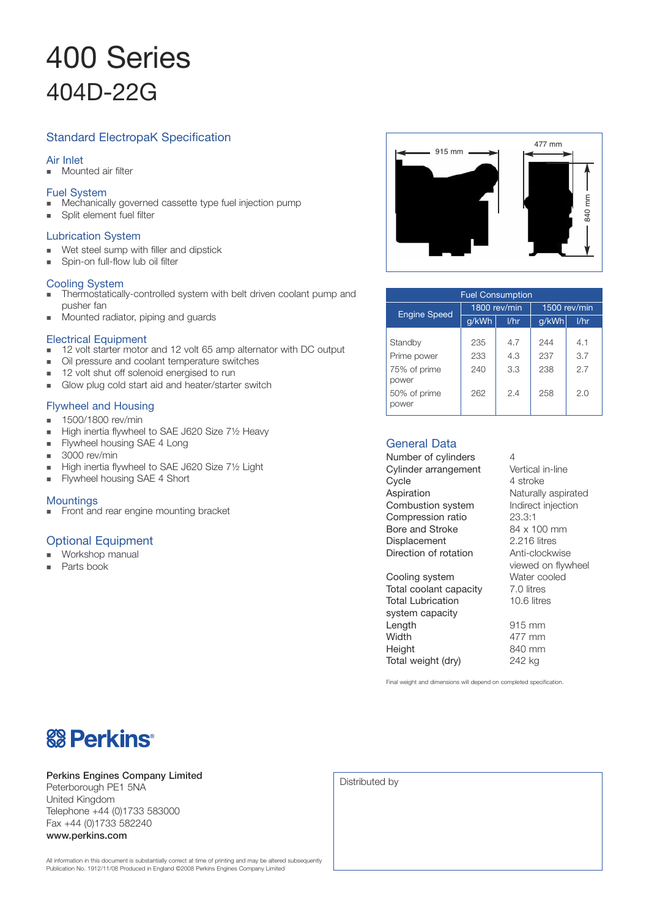# 400 Series

## 404D-22G

### Standard ElectropaK Specification

#### Air Inlet
- Mounted air filter

#### Fuel System
- Mechanically governed cassette type fuel injection pump
- Split element fuel filter

#### Lubrication System
- Wet steel sump with filler and dipstick
- Spin-on full-flow lub oil filter

#### Cooling System
- Thermostatically-controlled system with belt driven coolant pump and pusher fan
- Mounted radiator, piping and guards

#### Electrical Equipment
- 12 volt starter motor and 12 volt 65 amp alternator with DC output
- Oil pressure and coolant temperature switches
- 12 volt shut off solenoid energised to run
- Glow plug cold start aid and heater/starter switch

#### Flywheel and Housing
- 1500/1800 rev/min
- High inertia flywheel to SAE J620 Size 7½ Heavy
- Flywheel housing SAE 4 Long
- 3000 rev/min
- High inertia flywheel to SAE J620 Size 7½ Light
- Flywheel housing SAE 4 Short

#### Mountings
- Front and rear engine mounting bracket

### Optional Equipment
- Workshop manual
- Parts book

915 mm
477 mm
840 mm

| Fuel Consumption | | | | |
|---|---|---|---|---|
| Engine Speed | 1800 rev/min | | 1500 rev/min | |
| | g/kWh | l/hr | g/kWh | l/hr |
| Standby | 235 | 4.7 | 244 | 4.1 |
| Prime power | 233 | 4.3 | 237 | 3.7 |
| 75% of prime power | 240 | 3.3 | 238 | 2.7 |
| 50% of prime power | 262 | 2.4 | 258 | 2.0 |

### General Data

| | |
|---|---|
| Number of cylinders | 4 |
| Cylinder arrangement | Vertical in-line |
| Cycle | 4 stroke |
| Aspiration | Naturally aspirated |
| Combustion system | Indirect injection |
| Compression ratio | 23.3:1 |
| Bore and Stroke | 84 x 100 mm |
| Displacement | 2.216 litres |
| Direction of rotation | Anti-clockwise viewed on flywheel |
| Cooling system | Water cooled |
| Total coolant capacity | 7.0 litres |
| Total Lubrication system capacity | 10.6 litres |
| Length | 915 mm |
| Width | 477 mm |
| Height | 840 mm |
| Total weight (dry) | 242 kg |

Final weight and dimensions will depend on completed specification.

Perkins

**Perkins Engines Company Limited**
Peterborough PE1 5NA
United Kingdom
Telephone +44 (0)1733 583000
Fax +44 (0)1733 582240
**www.perkins.com**

Distributed by

All information in this document is substantially correct at time of printing and may be altered subsequently
Publication No. 1912/11/08 Produced in England ©2008 Perkins Engines Company Limited